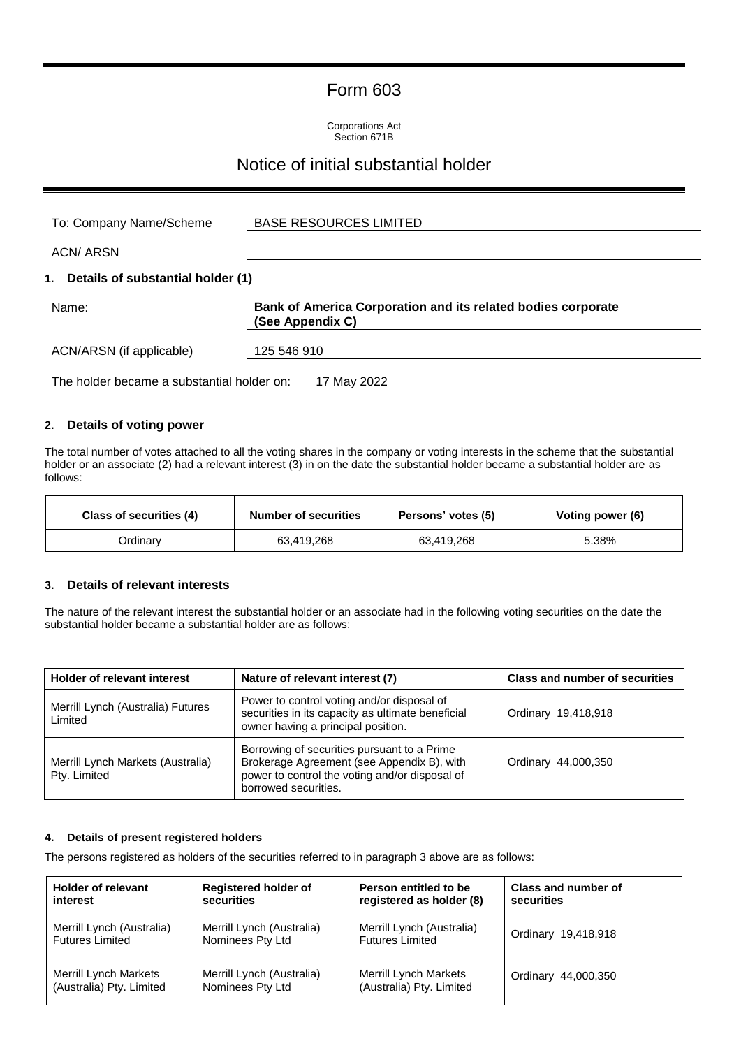# Form 603

Corporations Act
Section 671B

## Notice of initial substantial holder

| | |
|---|---|
| To: Company Name/Scheme | BASE RESOURCES LIMITED |
| ACN/~~ARSN~~ | |

### 1. Details of substantial holder (1)

| | |
|---|---|
| Name: | **Bank of America Corporation and its related bodies corporate (See Appendix C)** |
| ACN/ARSN (if applicable) | 125 546 910 |
| The holder became a substantial holder on: | 17 May 2022 |

### 2. Details of voting power

The total number of votes attached to all the voting shares in the company or voting interests in the scheme that the substantial holder or an associate (2) had a relevant interest (3) in on the date the substantial holder became a substantial holder are as follows:

| Class of securities (4) | Number of securities | Persons' votes (5) | Voting power (6) |
|---|---|---|---|
| Ordinary | 63,419,268 | 63,419,268 | 5.38% |

### 3. Details of relevant interests

The nature of the relevant interest the substantial holder or an associate had in the following voting securities on the date the substantial holder became a substantial holder are as follows:

| Holder of relevant interest | Nature of relevant interest (7) | Class and number of securities |
|---|---|---|
| Merrill Lynch (Australia) Futures Limited | Power to control voting and/or disposal of securities in its capacity as ultimate beneficial owner having a principal position. | Ordinary 19,418,918 |
| Merrill Lynch Markets (Australia) Pty. Limited | Borrowing of securities pursuant to a Prime Brokerage Agreement (see Appendix B), with power to control the voting and/or disposal of borrowed securities. | Ordinary 44,000,350 |

### 4. Details of present registered holders

The persons registered as holders of the securities referred to in paragraph 3 above are as follows:

| Holder of relevant interest | Registered holder of securities | Person entitled to be registered as holder (8) | Class and number of securities |
|---|---|---|---|
| Merrill Lynch (Australia) Futures Limited | Merrill Lynch (Australia) Nominees Pty Ltd | Merrill Lynch (Australia) Futures Limited | Ordinary 19,418,918 |
| Merrill Lynch Markets (Australia) Pty. Limited | Merrill Lynch (Australia) Nominees Pty Ltd | Merrill Lynch Markets (Australia) Pty. Limited | Ordinary 44,000,350 |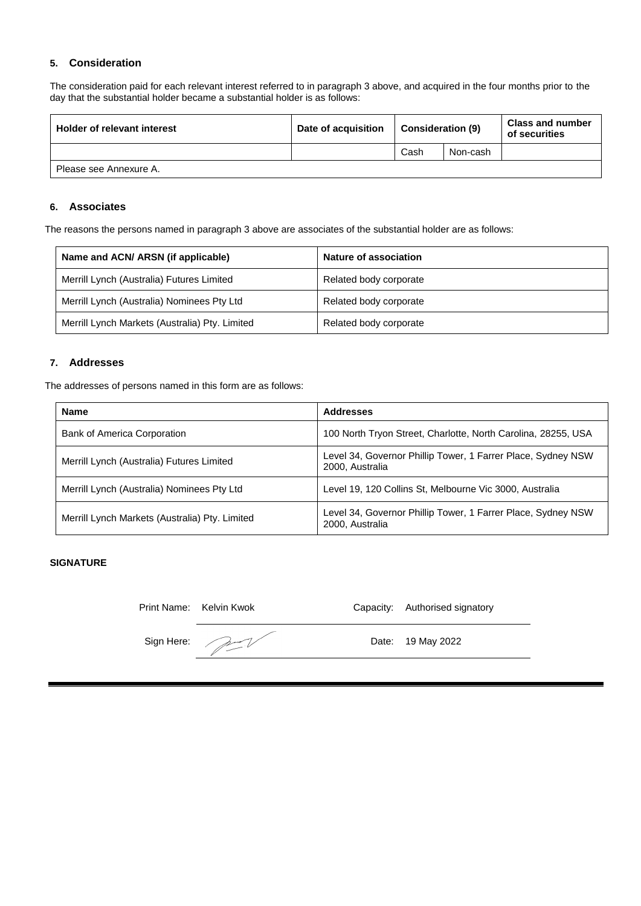### 5. Consideration

The consideration paid for each relevant interest referred to in paragraph 3 above, and acquired in the four months prior to the day that the substantial holder became a substantial holder is as follows:

| Holder of relevant interest | Date of acquisition | Consideration (9) | | Class and number of securities |
|---|---|---|---|---|
| | | Cash | Non-cash | |
| Please see Annexure A. | | | | |

### 6. Associates

The reasons the persons named in paragraph 3 above are associates of the substantial holder are as follows:

| Name and ACN/ ARSN (if applicable) | Nature of association |
|---|---|
| Merrill Lynch (Australia) Futures Limited | Related body corporate |
| Merrill Lynch (Australia) Nominees Pty Ltd | Related body corporate |
| Merrill Lynch Markets (Australia) Pty. Limited | Related body corporate |

### 7. Addresses

The addresses of persons named in this form are as follows:

| Name | Addresses |
|---|---|
| Bank of America Corporation | 100 North Tryon Street, Charlotte, North Carolina, 28255, USA |
| Merrill Lynch (Australia) Futures Limited | Level 34, Governor Phillip Tower, 1 Farrer Place, Sydney NSW 2000, Australia |
| Merrill Lynch (Australia) Nominees Pty Ltd | Level 19, 120 Collins St, Melbourne Vic 3000, Australia |
| Merrill Lynch Markets (Australia) Pty. Limited | Level 34, Governor Phillip Tower, 1 Farrer Place, Sydney NSW 2000, Australia |

**SIGNATURE**

Print Name: Kelvin Kwok  Capacity: Authorised signatory

Sign Here:  Date: 19 May 2022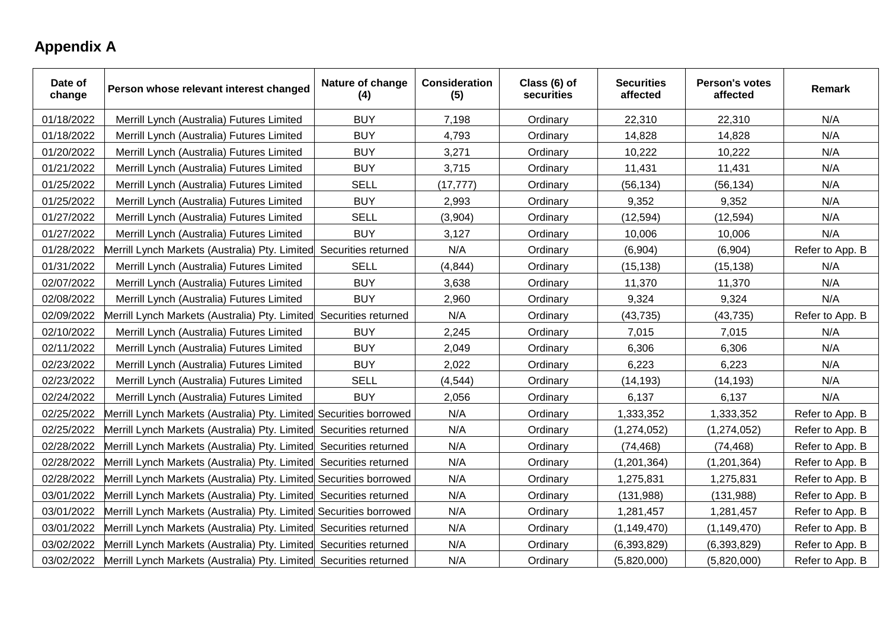## Appendix A

| Date of change | Person whose relevant interest changed | Nature of change (4) | Consideration (5) | Class (6) of securities | Securities affected | Person's votes affected | Remark |
|---|---|---|---|---|---|---|---|
| 01/18/2022 | Merrill Lynch (Australia) Futures Limited | BUY | 7,198 | Ordinary | 22,310 | 22,310 | N/A |
| 01/18/2022 | Merrill Lynch (Australia) Futures Limited | BUY | 4,793 | Ordinary | 14,828 | 14,828 | N/A |
| 01/20/2022 | Merrill Lynch (Australia) Futures Limited | BUY | 3,271 | Ordinary | 10,222 | 10,222 | N/A |
| 01/21/2022 | Merrill Lynch (Australia) Futures Limited | BUY | 3,715 | Ordinary | 11,431 | 11,431 | N/A |
| 01/25/2022 | Merrill Lynch (Australia) Futures Limited | SELL | (17,777) | Ordinary | (56,134) | (56,134) | N/A |
| 01/25/2022 | Merrill Lynch (Australia) Futures Limited | BUY | 2,993 | Ordinary | 9,352 | 9,352 | N/A |
| 01/27/2022 | Merrill Lynch (Australia) Futures Limited | SELL | (3,904) | Ordinary | (12,594) | (12,594) | N/A |
| 01/27/2022 | Merrill Lynch (Australia) Futures Limited | BUY | 3,127 | Ordinary | 10,006 | 10,006 | N/A |
| 01/28/2022 | Merrill Lynch Markets (Australia) Pty. Limited | Securities returned | N/A | Ordinary | (6,904) | (6,904) | Refer to App. B |
| 01/31/2022 | Merrill Lynch (Australia) Futures Limited | SELL | (4,844) | Ordinary | (15,138) | (15,138) | N/A |
| 02/07/2022 | Merrill Lynch (Australia) Futures Limited | BUY | 3,638 | Ordinary | 11,370 | 11,370 | N/A |
| 02/08/2022 | Merrill Lynch (Australia) Futures Limited | BUY | 2,960 | Ordinary | 9,324 | 9,324 | N/A |
| 02/09/2022 | Merrill Lynch Markets (Australia) Pty. Limited | Securities returned | N/A | Ordinary | (43,735) | (43,735) | Refer to App. B |
| 02/10/2022 | Merrill Lynch (Australia) Futures Limited | BUY | 2,245 | Ordinary | 7,015 | 7,015 | N/A |
| 02/11/2022 | Merrill Lynch (Australia) Futures Limited | BUY | 2,049 | Ordinary | 6,306 | 6,306 | N/A |
| 02/23/2022 | Merrill Lynch (Australia) Futures Limited | BUY | 2,022 | Ordinary | 6,223 | 6,223 | N/A |
| 02/23/2022 | Merrill Lynch (Australia) Futures Limited | SELL | (4,544) | Ordinary | (14,193) | (14,193) | N/A |
| 02/24/2022 | Merrill Lynch (Australia) Futures Limited | BUY | 2,056 | Ordinary | 6,137 | 6,137 | N/A |
| 02/25/2022 | Merrill Lynch Markets (Australia) Pty. Limited | Securities borrowed | N/A | Ordinary | 1,333,352 | 1,333,352 | Refer to App. B |
| 02/25/2022 | Merrill Lynch Markets (Australia) Pty. Limited | Securities returned | N/A | Ordinary | (1,274,052) | (1,274,052) | Refer to App. B |
| 02/28/2022 | Merrill Lynch Markets (Australia) Pty. Limited | Securities returned | N/A | Ordinary | (74,468) | (74,468) | Refer to App. B |
| 02/28/2022 | Merrill Lynch Markets (Australia) Pty. Limited | Securities returned | N/A | Ordinary | (1,201,364) | (1,201,364) | Refer to App. B |
| 02/28/2022 | Merrill Lynch Markets (Australia) Pty. Limited | Securities borrowed | N/A | Ordinary | 1,275,831 | 1,275,831 | Refer to App. B |
| 03/01/2022 | Merrill Lynch Markets (Australia) Pty. Limited | Securities returned | N/A | Ordinary | (131,988) | (131,988) | Refer to App. B |
| 03/01/2022 | Merrill Lynch Markets (Australia) Pty. Limited | Securities borrowed | N/A | Ordinary | 1,281,457 | 1,281,457 | Refer to App. B |
| 03/01/2022 | Merrill Lynch Markets (Australia) Pty. Limited | Securities returned | N/A | Ordinary | (1,149,470) | (1,149,470) | Refer to App. B |
| 03/02/2022 | Merrill Lynch Markets (Australia) Pty. Limited | Securities returned | N/A | Ordinary | (6,393,829) | (6,393,829) | Refer to App. B |
| 03/02/2022 | Merrill Lynch Markets (Australia) Pty. Limited | Securities returned | N/A | Ordinary | (5,820,000) | (5,820,000) | Refer to App. B |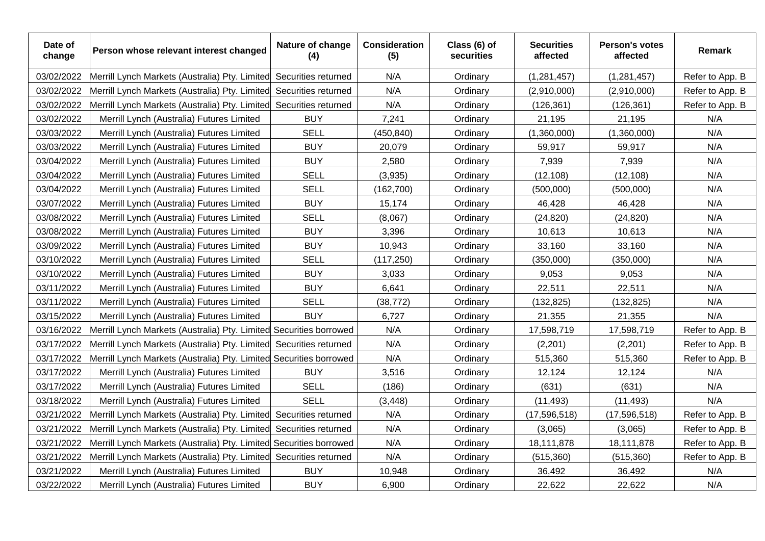| Date of change | Person whose relevant interest changed | Nature of change (4) | Consideration (5) | Class (6) of securities | Securities affected | Person's votes affected | Remark |
|---|---|---|---|---|---|---|---|
| 03/02/2022 | Merrill Lynch Markets (Australia) Pty. Limited | Securities returned | N/A | Ordinary | (1,281,457) | (1,281,457) | Refer to App. B |
| 03/02/2022 | Merrill Lynch Markets (Australia) Pty. Limited | Securities returned | N/A | Ordinary | (2,910,000) | (2,910,000) | Refer to App. B |
| 03/02/2022 | Merrill Lynch Markets (Australia) Pty. Limited | Securities returned | N/A | Ordinary | (126,361) | (126,361) | Refer to App. B |
| 03/02/2022 | Merrill Lynch (Australia) Futures Limited | BUY | 7,241 | Ordinary | 21,195 | 21,195 | N/A |
| 03/03/2022 | Merrill Lynch (Australia) Futures Limited | SELL | (450,840) | Ordinary | (1,360,000) | (1,360,000) | N/A |
| 03/03/2022 | Merrill Lynch (Australia) Futures Limited | BUY | 20,079 | Ordinary | 59,917 | 59,917 | N/A |
| 03/04/2022 | Merrill Lynch (Australia) Futures Limited | BUY | 2,580 | Ordinary | 7,939 | 7,939 | N/A |
| 03/04/2022 | Merrill Lynch (Australia) Futures Limited | SELL | (3,935) | Ordinary | (12,108) | (12,108) | N/A |
| 03/04/2022 | Merrill Lynch (Australia) Futures Limited | SELL | (162,700) | Ordinary | (500,000) | (500,000) | N/A |
| 03/07/2022 | Merrill Lynch (Australia) Futures Limited | BUY | 15,174 | Ordinary | 46,428 | 46,428 | N/A |
| 03/08/2022 | Merrill Lynch (Australia) Futures Limited | SELL | (8,067) | Ordinary | (24,820) | (24,820) | N/A |
| 03/08/2022 | Merrill Lynch (Australia) Futures Limited | BUY | 3,396 | Ordinary | 10,613 | 10,613 | N/A |
| 03/09/2022 | Merrill Lynch (Australia) Futures Limited | BUY | 10,943 | Ordinary | 33,160 | 33,160 | N/A |
| 03/10/2022 | Merrill Lynch (Australia) Futures Limited | SELL | (117,250) | Ordinary | (350,000) | (350,000) | N/A |
| 03/10/2022 | Merrill Lynch (Australia) Futures Limited | BUY | 3,033 | Ordinary | 9,053 | 9,053 | N/A |
| 03/11/2022 | Merrill Lynch (Australia) Futures Limited | BUY | 6,641 | Ordinary | 22,511 | 22,511 | N/A |
| 03/11/2022 | Merrill Lynch (Australia) Futures Limited | SELL | (38,772) | Ordinary | (132,825) | (132,825) | N/A |
| 03/15/2022 | Merrill Lynch (Australia) Futures Limited | BUY | 6,727 | Ordinary | 21,355 | 21,355 | N/A |
| 03/16/2022 | Merrill Lynch Markets (Australia) Pty. Limited | Securities borrowed | N/A | Ordinary | 17,598,719 | 17,598,719 | Refer to App. B |
| 03/17/2022 | Merrill Lynch Markets (Australia) Pty. Limited | Securities returned | N/A | Ordinary | (2,201) | (2,201) | Refer to App. B |
| 03/17/2022 | Merrill Lynch Markets (Australia) Pty. Limited | Securities borrowed | N/A | Ordinary | 515,360 | 515,360 | Refer to App. B |
| 03/17/2022 | Merrill Lynch (Australia) Futures Limited | BUY | 3,516 | Ordinary | 12,124 | 12,124 | N/A |
| 03/17/2022 | Merrill Lynch (Australia) Futures Limited | SELL | (186) | Ordinary | (631) | (631) | N/A |
| 03/18/2022 | Merrill Lynch (Australia) Futures Limited | SELL | (3,448) | Ordinary | (11,493) | (11,493) | N/A |
| 03/21/2022 | Merrill Lynch Markets (Australia) Pty. Limited | Securities returned | N/A | Ordinary | (17,596,518) | (17,596,518) | Refer to App. B |
| 03/21/2022 | Merrill Lynch Markets (Australia) Pty. Limited | Securities returned | N/A | Ordinary | (3,065) | (3,065) | Refer to App. B |
| 03/21/2022 | Merrill Lynch Markets (Australia) Pty. Limited | Securities borrowed | N/A | Ordinary | 18,111,878 | 18,111,878 | Refer to App. B |
| 03/21/2022 | Merrill Lynch Markets (Australia) Pty. Limited | Securities returned | N/A | Ordinary | (515,360) | (515,360) | Refer to App. B |
| 03/21/2022 | Merrill Lynch (Australia) Futures Limited | BUY | 10,948 | Ordinary | 36,492 | 36,492 | N/A |
| 03/22/2022 | Merrill Lynch (Australia) Futures Limited | BUY | 6,900 | Ordinary | 22,622 | 22,622 | N/A |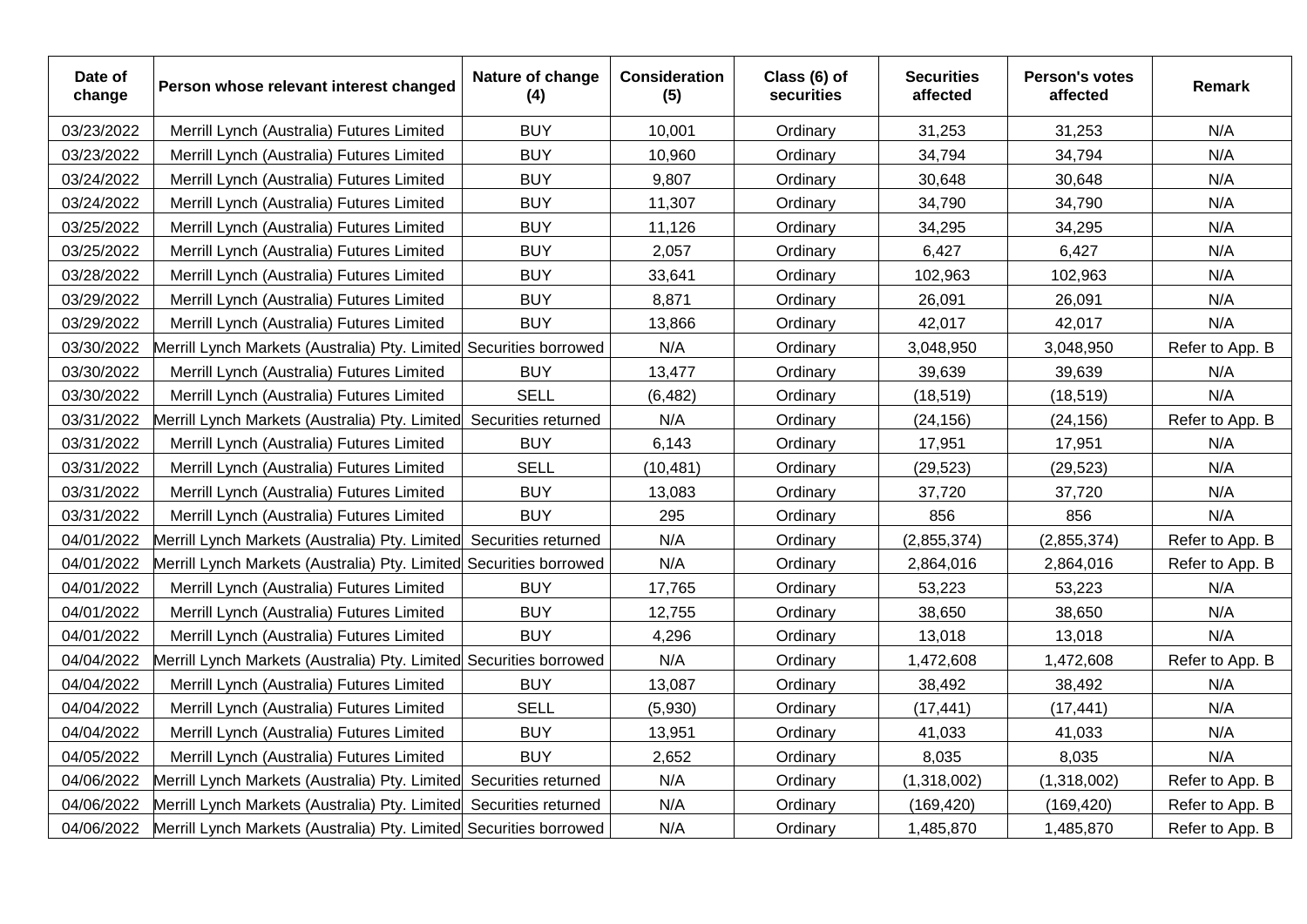| Date of change | Person whose relevant interest changed | Nature of change (4) | Consideration (5) | Class (6) of securities | Securities affected | Person's votes affected | Remark |
|---|---|---|---|---|---|---|---|
| 03/23/2022 | Merrill Lynch (Australia) Futures Limited | BUY | 10,001 | Ordinary | 31,253 | 31,253 | N/A |
| 03/23/2022 | Merrill Lynch (Australia) Futures Limited | BUY | 10,960 | Ordinary | 34,794 | 34,794 | N/A |
| 03/24/2022 | Merrill Lynch (Australia) Futures Limited | BUY | 9,807 | Ordinary | 30,648 | 30,648 | N/A |
| 03/24/2022 | Merrill Lynch (Australia) Futures Limited | BUY | 11,307 | Ordinary | 34,790 | 34,790 | N/A |
| 03/25/2022 | Merrill Lynch (Australia) Futures Limited | BUY | 11,126 | Ordinary | 34,295 | 34,295 | N/A |
| 03/25/2022 | Merrill Lynch (Australia) Futures Limited | BUY | 2,057 | Ordinary | 6,427 | 6,427 | N/A |
| 03/28/2022 | Merrill Lynch (Australia) Futures Limited | BUY | 33,641 | Ordinary | 102,963 | 102,963 | N/A |
| 03/29/2022 | Merrill Lynch (Australia) Futures Limited | BUY | 8,871 | Ordinary | 26,091 | 26,091 | N/A |
| 03/29/2022 | Merrill Lynch (Australia) Futures Limited | BUY | 13,866 | Ordinary | 42,017 | 42,017 | N/A |
| 03/30/2022 | Merrill Lynch Markets (Australia) Pty. Limited | Securities borrowed | N/A | Ordinary | 3,048,950 | 3,048,950 | Refer to App. B |
| 03/30/2022 | Merrill Lynch (Australia) Futures Limited | BUY | 13,477 | Ordinary | 39,639 | 39,639 | N/A |
| 03/30/2022 | Merrill Lynch (Australia) Futures Limited | SELL | (6,482) | Ordinary | (18,519) | (18,519) | N/A |
| 03/31/2022 | Merrill Lynch Markets (Australia) Pty. Limited | Securities returned | N/A | Ordinary | (24,156) | (24,156) | Refer to App. B |
| 03/31/2022 | Merrill Lynch (Australia) Futures Limited | BUY | 6,143 | Ordinary | 17,951 | 17,951 | N/A |
| 03/31/2022 | Merrill Lynch (Australia) Futures Limited | SELL | (10,481) | Ordinary | (29,523) | (29,523) | N/A |
| 03/31/2022 | Merrill Lynch (Australia) Futures Limited | BUY | 13,083 | Ordinary | 37,720 | 37,720 | N/A |
| 03/31/2022 | Merrill Lynch (Australia) Futures Limited | BUY | 295 | Ordinary | 856 | 856 | N/A |
| 04/01/2022 | Merrill Lynch Markets (Australia) Pty. Limited | Securities returned | N/A | Ordinary | (2,855,374) | (2,855,374) | Refer to App. B |
| 04/01/2022 | Merrill Lynch Markets (Australia) Pty. Limited | Securities borrowed | N/A | Ordinary | 2,864,016 | 2,864,016 | Refer to App. B |
| 04/01/2022 | Merrill Lynch (Australia) Futures Limited | BUY | 17,765 | Ordinary | 53,223 | 53,223 | N/A |
| 04/01/2022 | Merrill Lynch (Australia) Futures Limited | BUY | 12,755 | Ordinary | 38,650 | 38,650 | N/A |
| 04/01/2022 | Merrill Lynch (Australia) Futures Limited | BUY | 4,296 | Ordinary | 13,018 | 13,018 | N/A |
| 04/04/2022 | Merrill Lynch Markets (Australia) Pty. Limited | Securities borrowed | N/A | Ordinary | 1,472,608 | 1,472,608 | Refer to App. B |
| 04/04/2022 | Merrill Lynch (Australia) Futures Limited | BUY | 13,087 | Ordinary | 38,492 | 38,492 | N/A |
| 04/04/2022 | Merrill Lynch (Australia) Futures Limited | SELL | (5,930) | Ordinary | (17,441) | (17,441) | N/A |
| 04/04/2022 | Merrill Lynch (Australia) Futures Limited | BUY | 13,951 | Ordinary | 41,033 | 41,033 | N/A |
| 04/05/2022 | Merrill Lynch (Australia) Futures Limited | BUY | 2,652 | Ordinary | 8,035 | 8,035 | N/A |
| 04/06/2022 | Merrill Lynch Markets (Australia) Pty. Limited | Securities returned | N/A | Ordinary | (1,318,002) | (1,318,002) | Refer to App. B |
| 04/06/2022 | Merrill Lynch Markets (Australia) Pty. Limited | Securities returned | N/A | Ordinary | (169,420) | (169,420) | Refer to App. B |
| 04/06/2022 | Merrill Lynch Markets (Australia) Pty. Limited | Securities borrowed | N/A | Ordinary | 1,485,870 | 1,485,870 | Refer to App. B |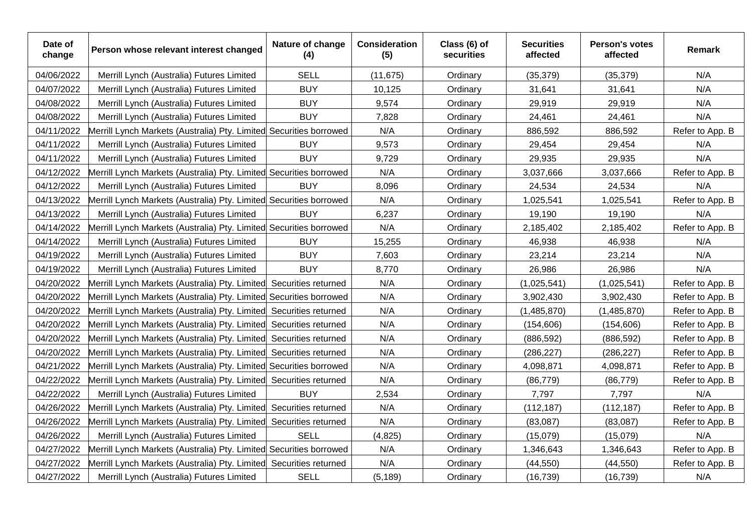| Date of change | Person whose relevant interest changed | Nature of change (4) | Consideration (5) | Class (6) of securities | Securities affected | Person's votes affected | Remark |
|---|---|---|---|---|---|---|---|
| 04/06/2022 | Merrill Lynch (Australia) Futures Limited | SELL | (11,675) | Ordinary | (35,379) | (35,379) | N/A |
| 04/07/2022 | Merrill Lynch (Australia) Futures Limited | BUY | 10,125 | Ordinary | 31,641 | 31,641 | N/A |
| 04/08/2022 | Merrill Lynch (Australia) Futures Limited | BUY | 9,574 | Ordinary | 29,919 | 29,919 | N/A |
| 04/08/2022 | Merrill Lynch (Australia) Futures Limited | BUY | 7,828 | Ordinary | 24,461 | 24,461 | N/A |
| 04/11/2022 | Merrill Lynch Markets (Australia) Pty. Limited | Securities borrowed | N/A | Ordinary | 886,592 | 886,592 | Refer to App. B |
| 04/11/2022 | Merrill Lynch (Australia) Futures Limited | BUY | 9,573 | Ordinary | 29,454 | 29,454 | N/A |
| 04/11/2022 | Merrill Lynch (Australia) Futures Limited | BUY | 9,729 | Ordinary | 29,935 | 29,935 | N/A |
| 04/12/2022 | Merrill Lynch Markets (Australia) Pty. Limited | Securities borrowed | N/A | Ordinary | 3,037,666 | 3,037,666 | Refer to App. B |
| 04/12/2022 | Merrill Lynch (Australia) Futures Limited | BUY | 8,096 | Ordinary | 24,534 | 24,534 | N/A |
| 04/13/2022 | Merrill Lynch Markets (Australia) Pty. Limited | Securities borrowed | N/A | Ordinary | 1,025,541 | 1,025,541 | Refer to App. B |
| 04/13/2022 | Merrill Lynch (Australia) Futures Limited | BUY | 6,237 | Ordinary | 19,190 | 19,190 | N/A |
| 04/14/2022 | Merrill Lynch Markets (Australia) Pty. Limited | Securities borrowed | N/A | Ordinary | 2,185,402 | 2,185,402 | Refer to App. B |
| 04/14/2022 | Merrill Lynch (Australia) Futures Limited | BUY | 15,255 | Ordinary | 46,938 | 46,938 | N/A |
| 04/19/2022 | Merrill Lynch (Australia) Futures Limited | BUY | 7,603 | Ordinary | 23,214 | 23,214 | N/A |
| 04/19/2022 | Merrill Lynch (Australia) Futures Limited | BUY | 8,770 | Ordinary | 26,986 | 26,986 | N/A |
| 04/20/2022 | Merrill Lynch Markets (Australia) Pty. Limited | Securities returned | N/A | Ordinary | (1,025,541) | (1,025,541) | Refer to App. B |
| 04/20/2022 | Merrill Lynch Markets (Australia) Pty. Limited | Securities borrowed | N/A | Ordinary | 3,902,430 | 3,902,430 | Refer to App. B |
| 04/20/2022 | Merrill Lynch Markets (Australia) Pty. Limited | Securities returned | N/A | Ordinary | (1,485,870) | (1,485,870) | Refer to App. B |
| 04/20/2022 | Merrill Lynch Markets (Australia) Pty. Limited | Securities returned | N/A | Ordinary | (154,606) | (154,606) | Refer to App. B |
| 04/20/2022 | Merrill Lynch Markets (Australia) Pty. Limited | Securities returned | N/A | Ordinary | (886,592) | (886,592) | Refer to App. B |
| 04/20/2022 | Merrill Lynch Markets (Australia) Pty. Limited | Securities returned | N/A | Ordinary | (286,227) | (286,227) | Refer to App. B |
| 04/21/2022 | Merrill Lynch Markets (Australia) Pty. Limited | Securities borrowed | N/A | Ordinary | 4,098,871 | 4,098,871 | Refer to App. B |
| 04/22/2022 | Merrill Lynch Markets (Australia) Pty. Limited | Securities returned | N/A | Ordinary | (86,779) | (86,779) | Refer to App. B |
| 04/22/2022 | Merrill Lynch (Australia) Futures Limited | BUY | 2,534 | Ordinary | 7,797 | 7,797 | N/A |
| 04/26/2022 | Merrill Lynch Markets (Australia) Pty. Limited | Securities returned | N/A | Ordinary | (112,187) | (112,187) | Refer to App. B |
| 04/26/2022 | Merrill Lynch Markets (Australia) Pty. Limited | Securities returned | N/A | Ordinary | (83,087) | (83,087) | Refer to App. B |
| 04/26/2022 | Merrill Lynch (Australia) Futures Limited | SELL | (4,825) | Ordinary | (15,079) | (15,079) | N/A |
| 04/27/2022 | Merrill Lynch Markets (Australia) Pty. Limited | Securities borrowed | N/A | Ordinary | 1,346,643 | 1,346,643 | Refer to App. B |
| 04/27/2022 | Merrill Lynch Markets (Australia) Pty. Limited | Securities returned | N/A | Ordinary | (44,550) | (44,550) | Refer to App. B |
| 04/27/2022 | Merrill Lynch (Australia) Futures Limited | SELL | (5,189) | Ordinary | (16,739) | (16,739) | N/A |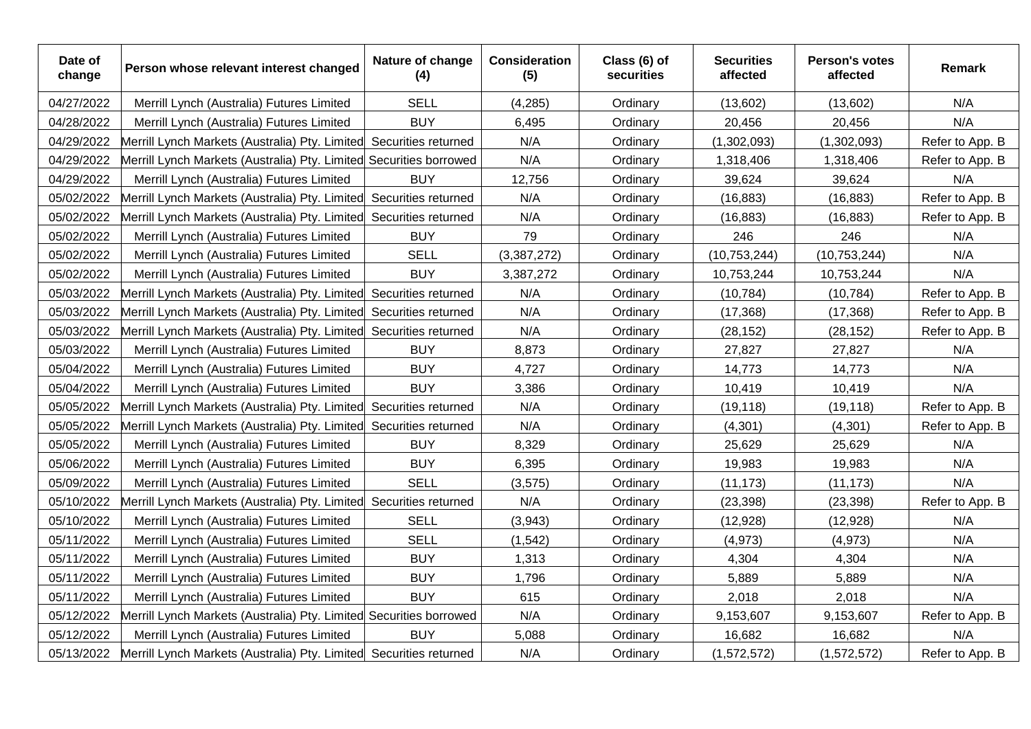| Date of change | Person whose relevant interest changed | Nature of change (4) | Consideration (5) | Class (6) of securities | Securities affected | Person's votes affected | Remark |
|---|---|---|---|---|---|---|---|
| 04/27/2022 | Merrill Lynch (Australia) Futures Limited | SELL | (4,285) | Ordinary | (13,602) | (13,602) | N/A |
| 04/28/2022 | Merrill Lynch (Australia) Futures Limited | BUY | 6,495 | Ordinary | 20,456 | 20,456 | N/A |
| 04/29/2022 | Merrill Lynch Markets (Australia) Pty. Limited | Securities returned | N/A | Ordinary | (1,302,093) | (1,302,093) | Refer to App. B |
| 04/29/2022 | Merrill Lynch Markets (Australia) Pty. Limited | Securities borrowed | N/A | Ordinary | 1,318,406 | 1,318,406 | Refer to App. B |
| 04/29/2022 | Merrill Lynch (Australia) Futures Limited | BUY | 12,756 | Ordinary | 39,624 | 39,624 | N/A |
| 05/02/2022 | Merrill Lynch Markets (Australia) Pty. Limited | Securities returned | N/A | Ordinary | (16,883) | (16,883) | Refer to App. B |
| 05/02/2022 | Merrill Lynch Markets (Australia) Pty. Limited | Securities returned | N/A | Ordinary | (16,883) | (16,883) | Refer to App. B |
| 05/02/2022 | Merrill Lynch (Australia) Futures Limited | BUY | 79 | Ordinary | 246 | 246 | N/A |
| 05/02/2022 | Merrill Lynch (Australia) Futures Limited | SELL | (3,387,272) | Ordinary | (10,753,244) | (10,753,244) | N/A |
| 05/02/2022 | Merrill Lynch (Australia) Futures Limited | BUY | 3,387,272 | Ordinary | 10,753,244 | 10,753,244 | N/A |
| 05/03/2022 | Merrill Lynch Markets (Australia) Pty. Limited | Securities returned | N/A | Ordinary | (10,784) | (10,784) | Refer to App. B |
| 05/03/2022 | Merrill Lynch Markets (Australia) Pty. Limited | Securities returned | N/A | Ordinary | (17,368) | (17,368) | Refer to App. B |
| 05/03/2022 | Merrill Lynch Markets (Australia) Pty. Limited | Securities returned | N/A | Ordinary | (28,152) | (28,152) | Refer to App. B |
| 05/03/2022 | Merrill Lynch (Australia) Futures Limited | BUY | 8,873 | Ordinary | 27,827 | 27,827 | N/A |
| 05/04/2022 | Merrill Lynch (Australia) Futures Limited | BUY | 4,727 | Ordinary | 14,773 | 14,773 | N/A |
| 05/04/2022 | Merrill Lynch (Australia) Futures Limited | BUY | 3,386 | Ordinary | 10,419 | 10,419 | N/A |
| 05/05/2022 | Merrill Lynch Markets (Australia) Pty. Limited | Securities returned | N/A | Ordinary | (19,118) | (19,118) | Refer to App. B |
| 05/05/2022 | Merrill Lynch Markets (Australia) Pty. Limited | Securities returned | N/A | Ordinary | (4,301) | (4,301) | Refer to App. B |
| 05/05/2022 | Merrill Lynch (Australia) Futures Limited | BUY | 8,329 | Ordinary | 25,629 | 25,629 | N/A |
| 05/06/2022 | Merrill Lynch (Australia) Futures Limited | BUY | 6,395 | Ordinary | 19,983 | 19,983 | N/A |
| 05/09/2022 | Merrill Lynch (Australia) Futures Limited | SELL | (3,575) | Ordinary | (11,173) | (11,173) | N/A |
| 05/10/2022 | Merrill Lynch Markets (Australia) Pty. Limited | Securities returned | N/A | Ordinary | (23,398) | (23,398) | Refer to App. B |
| 05/10/2022 | Merrill Lynch (Australia) Futures Limited | SELL | (3,943) | Ordinary | (12,928) | (12,928) | N/A |
| 05/11/2022 | Merrill Lynch (Australia) Futures Limited | SELL | (1,542) | Ordinary | (4,973) | (4,973) | N/A |
| 05/11/2022 | Merrill Lynch (Australia) Futures Limited | BUY | 1,313 | Ordinary | 4,304 | 4,304 | N/A |
| 05/11/2022 | Merrill Lynch (Australia) Futures Limited | BUY | 1,796 | Ordinary | 5,889 | 5,889 | N/A |
| 05/11/2022 | Merrill Lynch (Australia) Futures Limited | BUY | 615 | Ordinary | 2,018 | 2,018 | N/A |
| 05/12/2022 | Merrill Lynch Markets (Australia) Pty. Limited | Securities borrowed | N/A | Ordinary | 9,153,607 | 9,153,607 | Refer to App. B |
| 05/12/2022 | Merrill Lynch (Australia) Futures Limited | BUY | 5,088 | Ordinary | 16,682 | 16,682 | N/A |
| 05/13/2022 | Merrill Lynch Markets (Australia) Pty. Limited | Securities returned | N/A | Ordinary | (1,572,572) | (1,572,572) | Refer to App. B |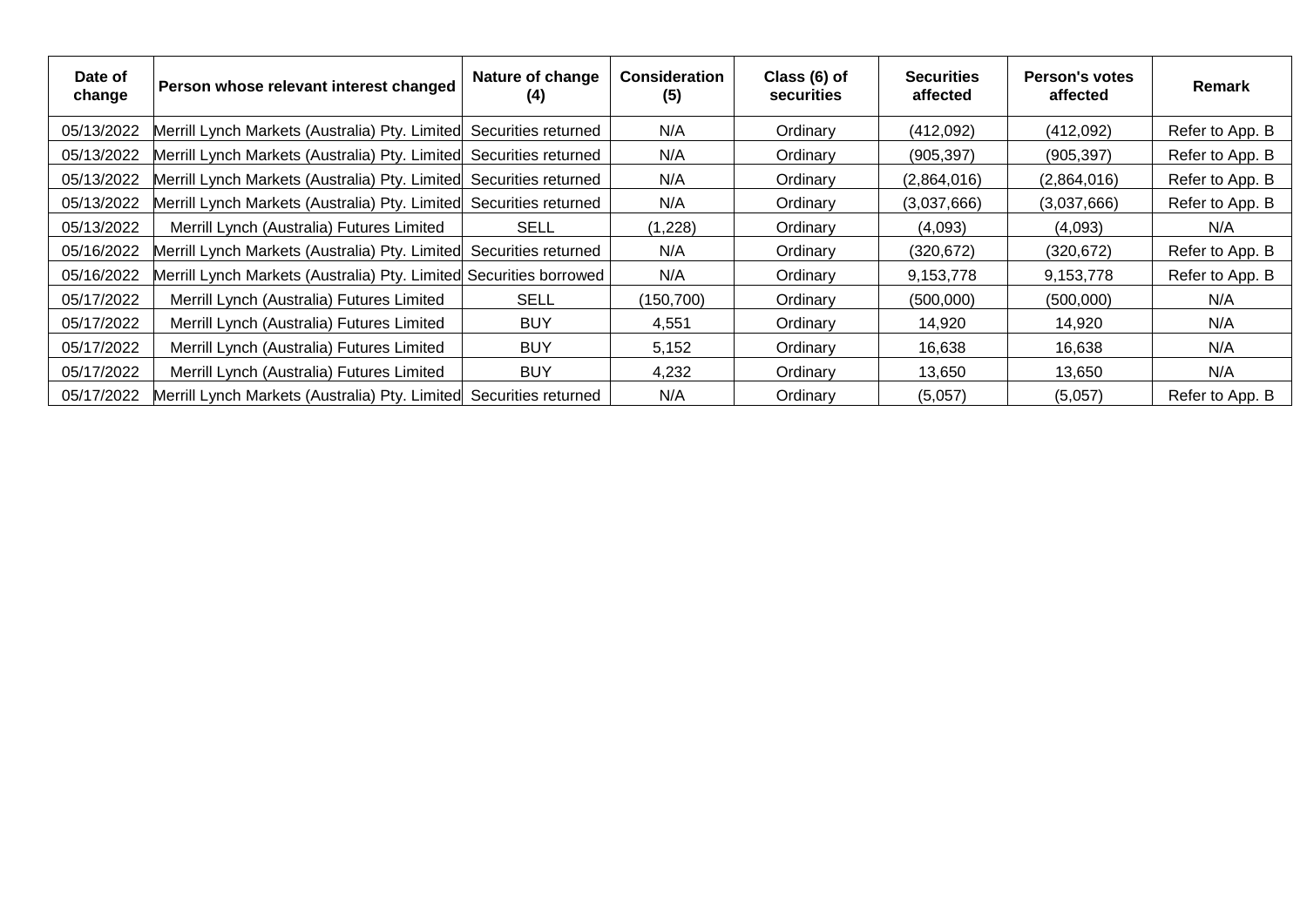| Date of change | Person whose relevant interest changed | Nature of change (4) | Consideration (5) | Class (6) of securities | Securities affected | Person's votes affected | Remark |
|---|---|---|---|---|---|---|---|
| 05/13/2022 | Merrill Lynch Markets (Australia) Pty. Limited | Securities returned | N/A | Ordinary | (412,092) | (412,092) | Refer to App. B |
| 05/13/2022 | Merrill Lynch Markets (Australia) Pty. Limited | Securities returned | N/A | Ordinary | (905,397) | (905,397) | Refer to App. B |
| 05/13/2022 | Merrill Lynch Markets (Australia) Pty. Limited | Securities returned | N/A | Ordinary | (2,864,016) | (2,864,016) | Refer to App. B |
| 05/13/2022 | Merrill Lynch Markets (Australia) Pty. Limited | Securities returned | N/A | Ordinary | (3,037,666) | (3,037,666) | Refer to App. B |
| 05/13/2022 | Merrill Lynch (Australia) Futures Limited | SELL | (1,228) | Ordinary | (4,093) | (4,093) | N/A |
| 05/16/2022 | Merrill Lynch Markets (Australia) Pty. Limited | Securities returned | N/A | Ordinary | (320,672) | (320,672) | Refer to App. B |
| 05/16/2022 | Merrill Lynch Markets (Australia) Pty. Limited | Securities borrowed | N/A | Ordinary | 9,153,778 | 9,153,778 | Refer to App. B |
| 05/17/2022 | Merrill Lynch (Australia) Futures Limited | SELL | (150,700) | Ordinary | (500,000) | (500,000) | N/A |
| 05/17/2022 | Merrill Lynch (Australia) Futures Limited | BUY | 4,551 | Ordinary | 14,920 | 14,920 | N/A |
| 05/17/2022 | Merrill Lynch (Australia) Futures Limited | BUY | 5,152 | Ordinary | 16,638 | 16,638 | N/A |
| 05/17/2022 | Merrill Lynch (Australia) Futures Limited | BUY | 4,232 | Ordinary | 13,650 | 13,650 | N/A |
| 05/17/2022 | Merrill Lynch Markets (Australia) Pty. Limited | Securities returned | N/A | Ordinary | (5,057) | (5,057) | Refer to App. B |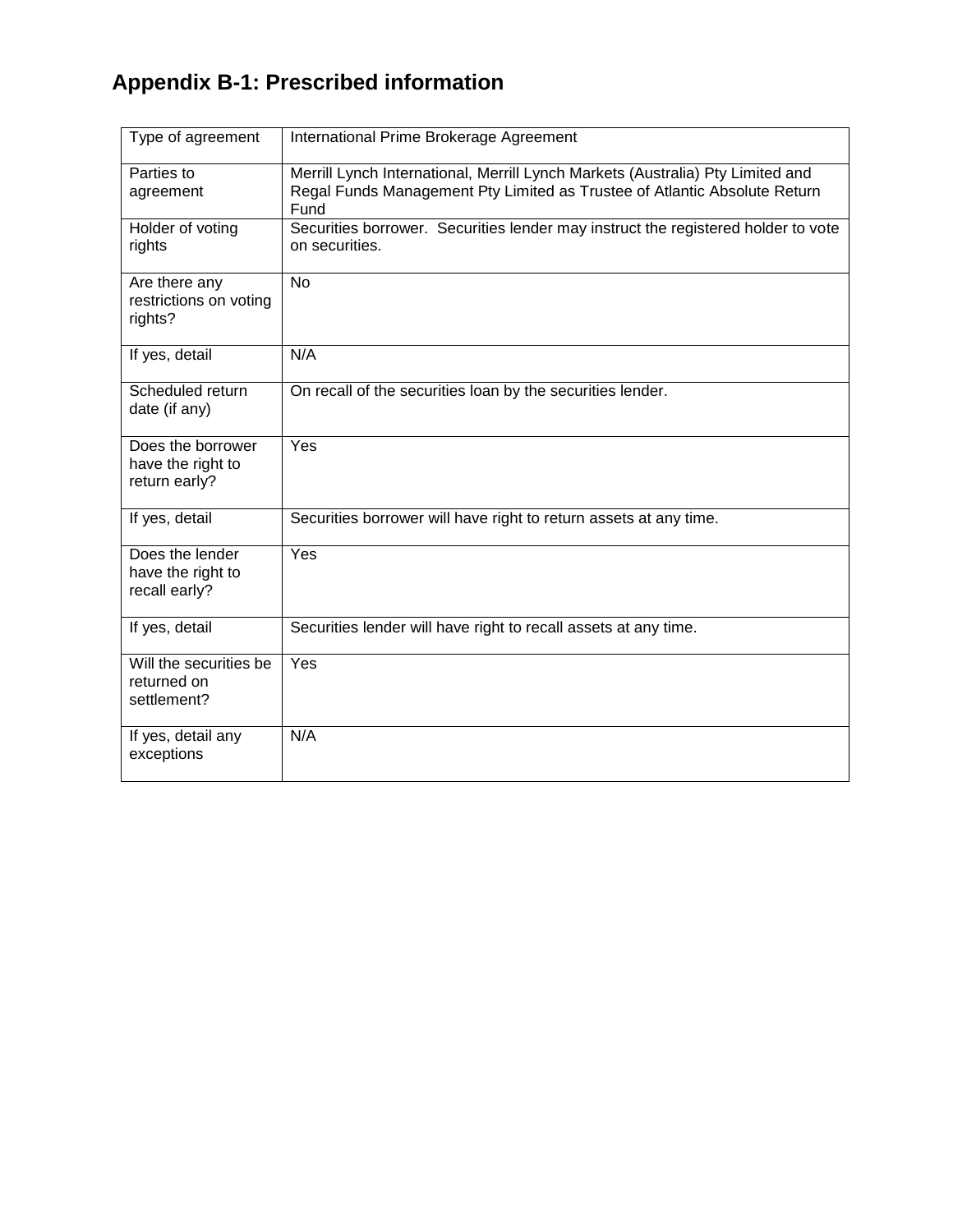# Appendix B-1: Prescribed information

| Type of agreement | International Prime Brokerage Agreement |
|---|---|
| Parties to agreement | Merrill Lynch International, Merrill Lynch Markets (Australia) Pty Limited and Regal Funds Management Pty Limited as Trustee of Atlantic Absolute Return Fund |
| Holder of voting rights | Securities borrower. Securities lender may instruct the registered holder to vote on securities. |
| Are there any restrictions on voting rights? | No |
| If yes, detail | N/A |
| Scheduled return date (if any) | On recall of the securities loan by the securities lender. |
| Does the borrower have the right to return early? | Yes |
| If yes, detail | Securities borrower will have right to return assets at any time. |
| Does the lender have the right to recall early? | Yes |
| If yes, detail | Securities lender will have right to recall assets at any time. |
| Will the securities be returned on settlement? | Yes |
| If yes, detail any exceptions | N/A |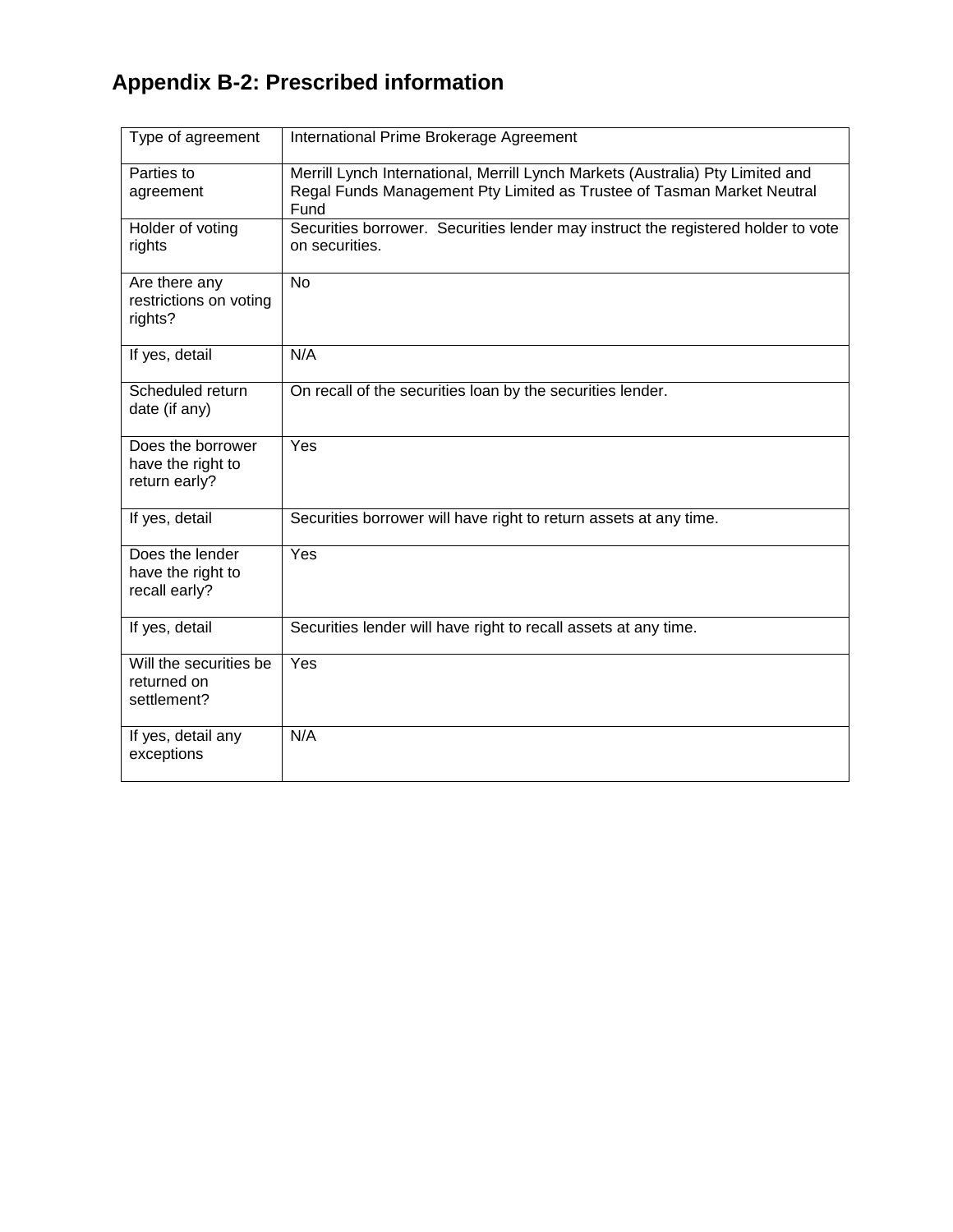# Appendix B-2: Prescribed information

| Type of agreement | International Prime Brokerage Agreement |
|---|---|
| Parties to agreement | Merrill Lynch International, Merrill Lynch Markets (Australia) Pty Limited and Regal Funds Management Pty Limited as Trustee of Tasman Market Neutral Fund |
| Holder of voting rights | Securities borrower. Securities lender may instruct the registered holder to vote on securities. |
| Are there any restrictions on voting rights? | No |
| If yes, detail | N/A |
| Scheduled return date (if any) | On recall of the securities loan by the securities lender. |
| Does the borrower have the right to return early? | Yes |
| If yes, detail | Securities borrower will have right to return assets at any time. |
| Does the lender have the right to recall early? | Yes |
| If yes, detail | Securities lender will have right to recall assets at any time. |
| Will the securities be returned on settlement? | Yes |
| If yes, detail any exceptions | N/A |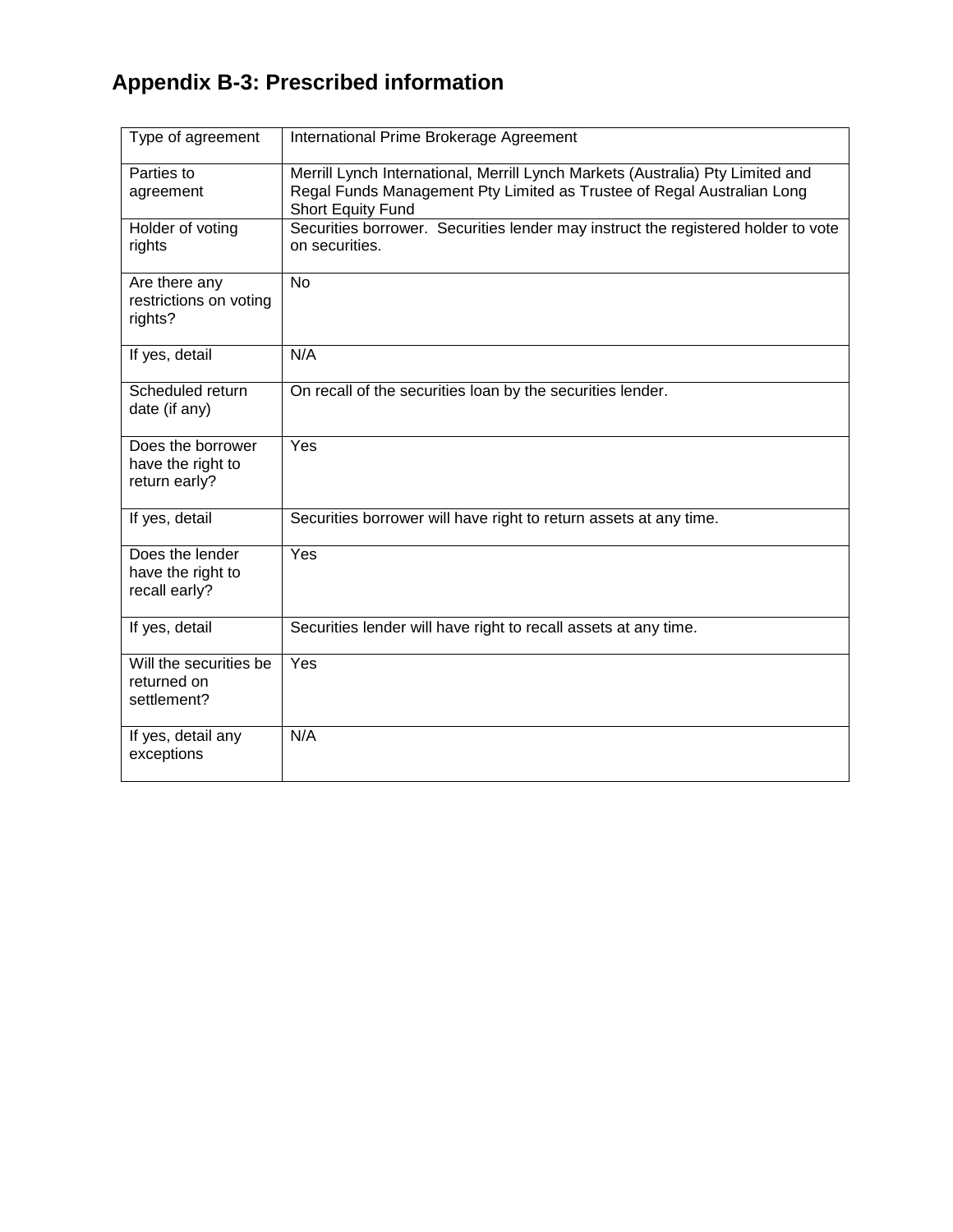# Appendix B-3: Prescribed information

| Type of agreement | International Prime Brokerage Agreement |
|---|---|
| Parties to agreement | Merrill Lynch International, Merrill Lynch Markets (Australia) Pty Limited and Regal Funds Management Pty Limited as Trustee of Regal Australian Long Short Equity Fund |
| Holder of voting rights | Securities borrower. Securities lender may instruct the registered holder to vote on securities. |
| Are there any restrictions on voting rights? | No |
| If yes, detail | N/A |
| Scheduled return date (if any) | On recall of the securities loan by the securities lender. |
| Does the borrower have the right to return early? | Yes |
| If yes, detail | Securities borrower will have right to return assets at any time. |
| Does the lender have the right to recall early? | Yes |
| If yes, detail | Securities lender will have right to recall assets at any time. |
| Will the securities be returned on settlement? | Yes |
| If yes, detail any exceptions | N/A |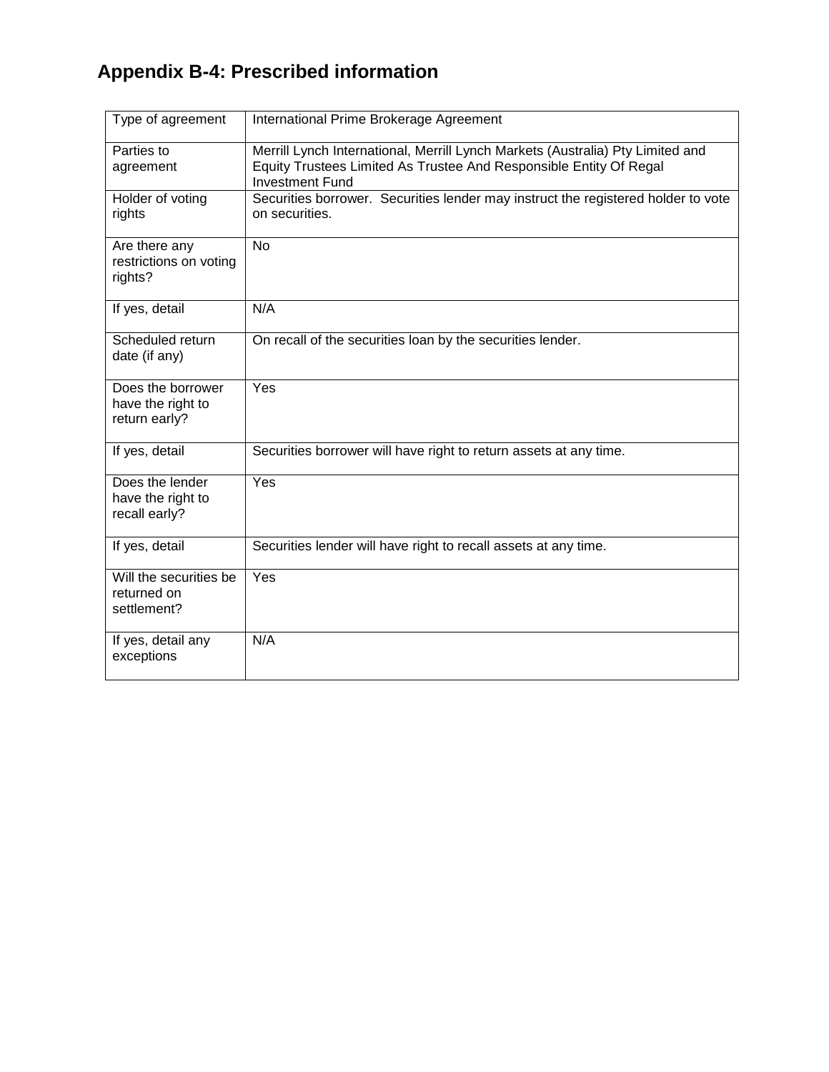# Appendix B-4: Prescribed information

| Type of agreement | International Prime Brokerage Agreement |
|---|---|
| Parties to agreement | Merrill Lynch International, Merrill Lynch Markets (Australia) Pty Limited and Equity Trustees Limited As Trustee And Responsible Entity Of Regal Investment Fund |
| Holder of voting rights | Securities borrower. Securities lender may instruct the registered holder to vote on securities. |
| Are there any restrictions on voting rights? | No |
| If yes, detail | N/A |
| Scheduled return date (if any) | On recall of the securities loan by the securities lender. |
| Does the borrower have the right to return early? | Yes |
| If yes, detail | Securities borrower will have right to return assets at any time. |
| Does the lender have the right to recall early? | Yes |
| If yes, detail | Securities lender will have right to recall assets at any time. |
| Will the securities be returned on settlement? | Yes |
| If yes, detail any exceptions | N/A |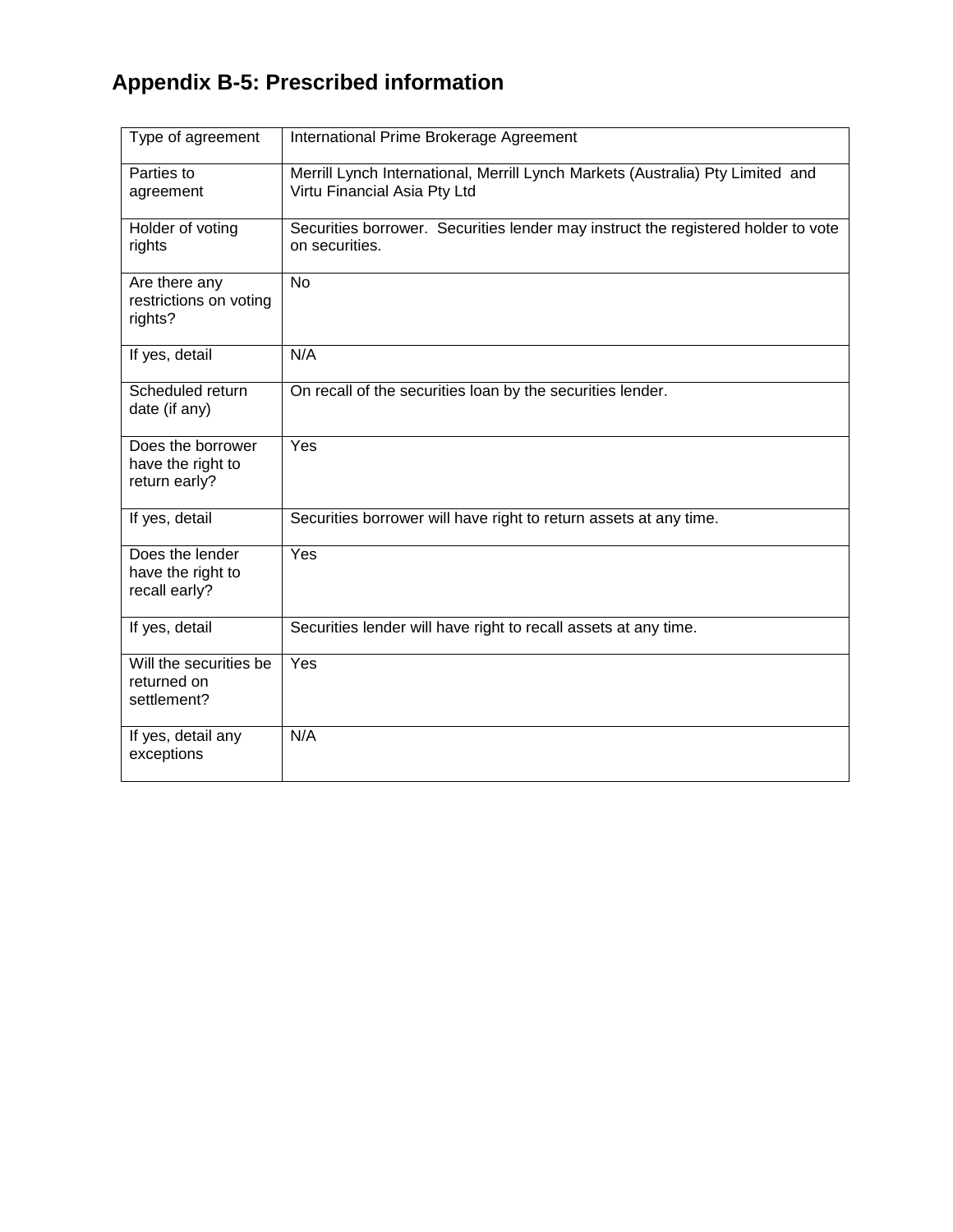## Appendix B-5: Prescribed information

| Type of agreement | International Prime Brokerage Agreement |
|---|---|
| Parties to agreement | Merrill Lynch International, Merrill Lynch Markets (Australia) Pty Limited and Virtu Financial Asia Pty Ltd |
| Holder of voting rights | Securities borrower. Securities lender may instruct the registered holder to vote on securities. |
| Are there any restrictions on voting rights? | No |
| If yes, detail | N/A |
| Scheduled return date (if any) | On recall of the securities loan by the securities lender. |
| Does the borrower have the right to return early? | Yes |
| If yes, detail | Securities borrower will have right to return assets at any time. |
| Does the lender have the right to recall early? | Yes |
| If yes, detail | Securities lender will have right to recall assets at any time. |
| Will the securities be returned on settlement? | Yes |
| If yes, detail any exceptions | N/A |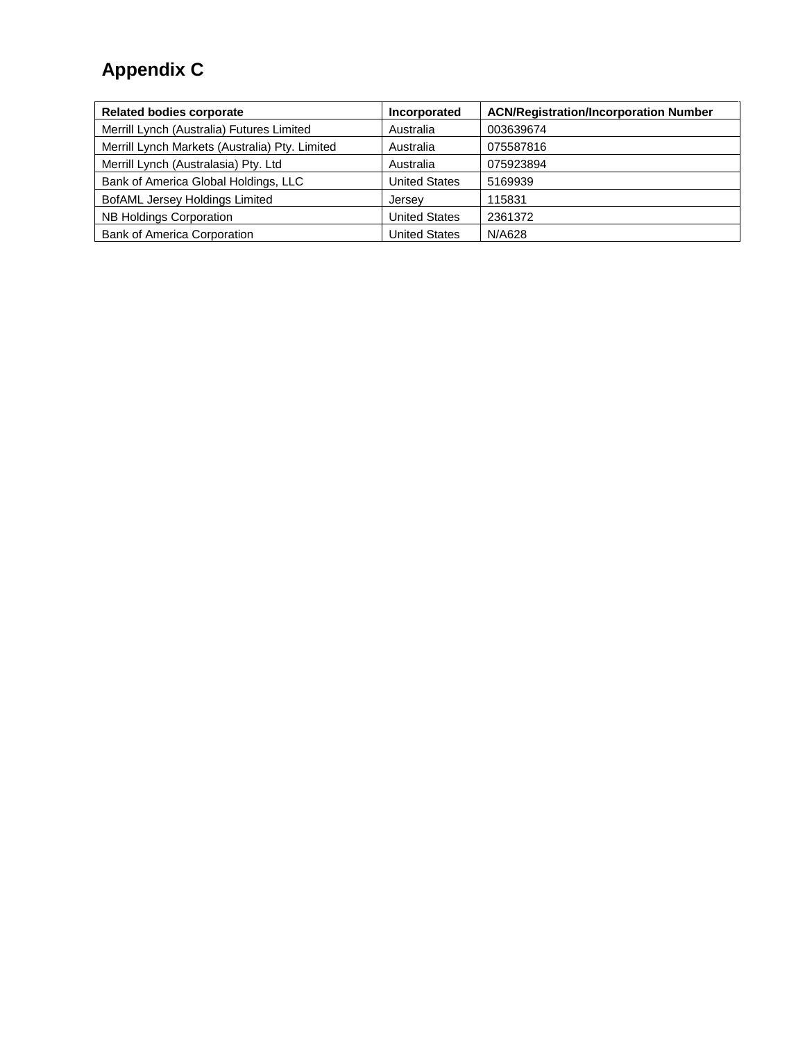# Appendix C

| Related bodies corporate | Incorporated | ACN/Registration/Incorporation Number |
|---|---|---|
| Merrill Lynch (Australia) Futures Limited | Australia | 003639674 |
| Merrill Lynch Markets (Australia) Pty. Limited | Australia | 075587816 |
| Merrill Lynch (Australasia) Pty. Ltd | Australia | 075923894 |
| Bank of America Global Holdings, LLC | United States | 5169939 |
| BofAML Jersey Holdings Limited | Jersey | 115831 |
| NB Holdings Corporation | United States | 2361372 |
| Bank of America Corporation | United States | N/A628 |